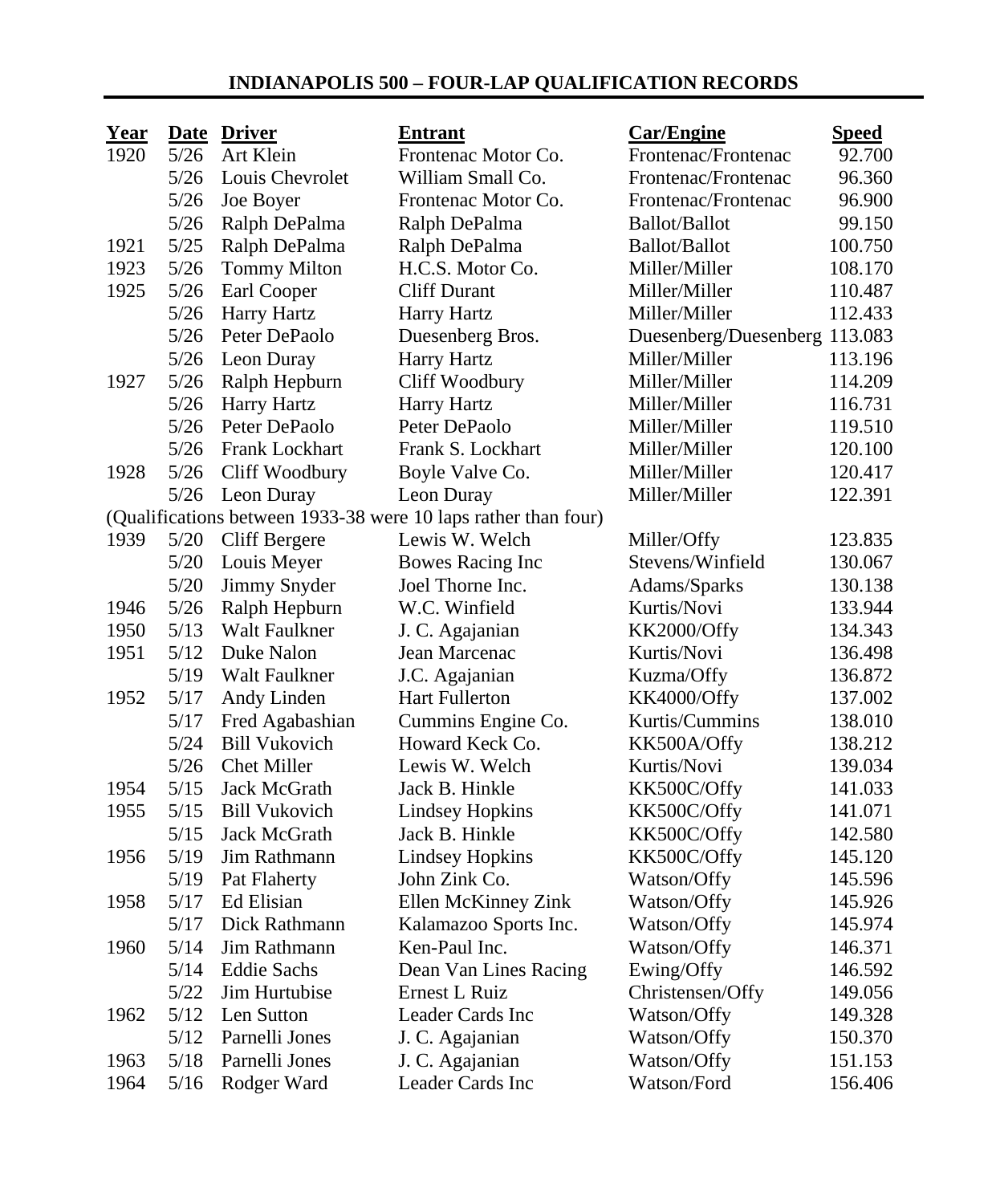# INDIANAPOLIS 500 – FOUR-LAP QUALIFICATION RECORDS

| Year | Date | Driver | Entrant | Car/Engine | Speed |
|---|---|---|---|---|---|
| 1920 | 5/26 | Art Klein | Frontenac Motor Co. | Frontenac/Frontenac | 92.700 |
| | 5/26 | Louis Chevrolet | William Small Co. | Frontenac/Frontenac | 96.360 |
| | 5/26 | Joe Boyer | Frontenac Motor Co. | Frontenac/Frontenac | 96.900 |
| | 5/26 | Ralph DePalma | Ralph DePalma | Ballot/Ballot | 99.150 |
| 1921 | 5/25 | Ralph DePalma | Ralph DePalma | Ballot/Ballot | 100.750 |
| 1923 | 5/26 | Tommy Milton | H.C.S. Motor Co. | Miller/Miller | 108.170 |
| 1925 | 5/26 | Earl Cooper | Cliff Durant | Miller/Miller | 110.487 |
| | 5/26 | Harry Hartz | Harry Hartz | Miller/Miller | 112.433 |
| | 5/26 | Peter DePaolo | Duesenberg Bros. | Duesenberg/Duesenberg | 113.083 |
| | 5/26 | Leon Duray | Harry Hartz | Miller/Miller | 113.196 |
| 1927 | 5/26 | Ralph Hepburn | Cliff Woodbury | Miller/Miller | 114.209 |
| | 5/26 | Harry Hartz | Harry Hartz | Miller/Miller | 116.731 |
| | 5/26 | Peter DePaolo | Peter DePaolo | Miller/Miller | 119.510 |
| | 5/26 | Frank Lockhart | Frank S. Lockhart | Miller/Miller | 120.100 |
| 1928 | 5/26 | Cliff Woodbury | Boyle Valve Co. | Miller/Miller | 120.417 |
| | 5/26 | Leon Duray | Leon Duray | Miller/Miller | 122.391 |
| (Qualifications between 1933-38 were 10 laps rather than four) | | | | | |
| 1939 | 5/20 | Cliff Bergere | Lewis W. Welch | Miller/Offy | 123.835 |
| | 5/20 | Louis Meyer | Bowes Racing Inc | Stevens/Winfield | 130.067 |
| | 5/20 | Jimmy Snyder | Joel Thorne Inc. | Adams/Sparks | 130.138 |
| 1946 | 5/26 | Ralph Hepburn | W.C. Winfield | Kurtis/Novi | 133.944 |
| 1950 | 5/13 | Walt Faulkner | J. C. Agajanian | KK2000/Offy | 134.343 |
| 1951 | 5/12 | Duke Nalon | Jean Marcenac | Kurtis/Novi | 136.498 |
| | 5/19 | Walt Faulkner | J.C. Agajanian | Kuzma/Offy | 136.872 |
| 1952 | 5/17 | Andy Linden | Hart Fullerton | KK4000/Offy | 137.002 |
| | 5/17 | Fred Agabashian | Cummins Engine Co. | Kurtis/Cummins | 138.010 |
| | 5/24 | Bill Vukovich | Howard Keck Co. | KK500A/Offy | 138.212 |
| | 5/26 | Chet Miller | Lewis W. Welch | Kurtis/Novi | 139.034 |
| 1954 | 5/15 | Jack McGrath | Jack B. Hinkle | KK500C/Offy | 141.033 |
| 1955 | 5/15 | Bill Vukovich | Lindsey Hopkins | KK500C/Offy | 141.071 |
| | 5/15 | Jack McGrath | Jack B. Hinkle | KK500C/Offy | 142.580 |
| 1956 | 5/19 | Jim Rathmann | Lindsey Hopkins | KK500C/Offy | 145.120 |
| | 5/19 | Pat Flaherty | John Zink Co. | Watson/Offy | 145.596 |
| 1958 | 5/17 | Ed Elisian | Ellen McKinney Zink | Watson/Offy | 145.926 |
| | 5/17 | Dick Rathmann | Kalamazoo Sports Inc. | Watson/Offy | 145.974 |
| 1960 | 5/14 | Jim Rathmann | Ken-Paul Inc. | Watson/Offy | 146.371 |
| | 5/14 | Eddie Sachs | Dean Van Lines Racing | Ewing/Offy | 146.592 |
| | 5/22 | Jim Hurtubise | Ernest L Ruiz | Christensen/Offy | 149.056 |
| 1962 | 5/12 | Len Sutton | Leader Cards Inc | Watson/Offy | 149.328 |
| | 5/12 | Parnelli Jones | J. C. Agajanian | Watson/Offy | 150.370 |
| 1963 | 5/18 | Parnelli Jones | J. C. Agajanian | Watson/Offy | 151.153 |
| 1964 | 5/16 | Rodger Ward | Leader Cards Inc | Watson/Ford | 156.406 |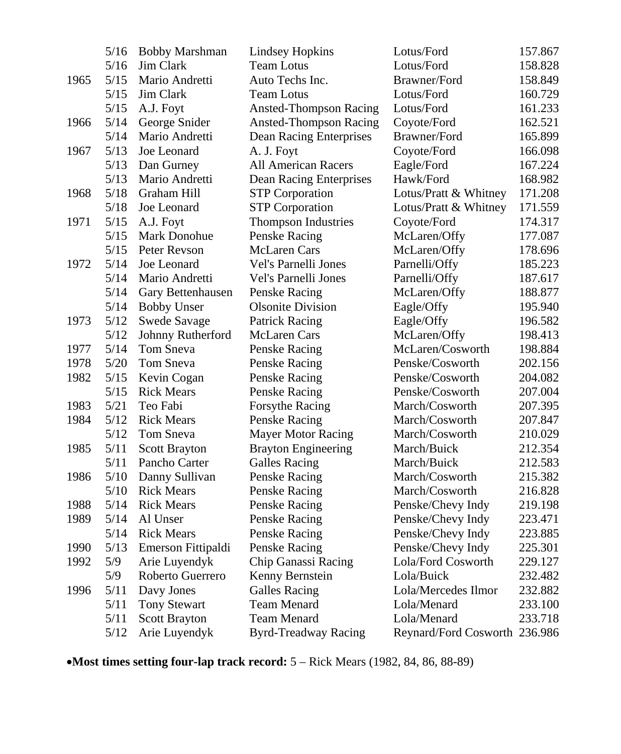| | | | | | |
|---|---|---|---|---|---|
| | 5/16 | Bobby Marshman | Lindsey Hopkins | Lotus/Ford | 157.867 |
| | 5/16 | Jim Clark | Team Lotus | Lotus/Ford | 158.828 |
| 1965 | 5/15 | Mario Andretti | Auto Techs Inc. | Brawner/Ford | 158.849 |
| | 5/15 | Jim Clark | Team Lotus | Lotus/Ford | 160.729 |
| | 5/15 | A.J. Foyt | Ansted-Thompson Racing | Lotus/Ford | 161.233 |
| 1966 | 5/14 | George Snider | Ansted-Thompson Racing | Coyote/Ford | 162.521 |
| | 5/14 | Mario Andretti | Dean Racing Enterprises | Brawner/Ford | 165.899 |
| 1967 | 5/13 | Joe Leonard | A. J. Foyt | Coyote/Ford | 166.098 |
| | 5/13 | Dan Gurney | All American Racers | Eagle/Ford | 167.224 |
| | 5/13 | Mario Andretti | Dean Racing Enterprises | Hawk/Ford | 168.982 |
| 1968 | 5/18 | Graham Hill | STP Corporation | Lotus/Pratt & Whitney | 171.208 |
| | 5/18 | Joe Leonard | STP Corporation | Lotus/Pratt & Whitney | 171.559 |
| 1971 | 5/15 | A.J. Foyt | Thompson Industries | Coyote/Ford | 174.317 |
| | 5/15 | Mark Donohue | Penske Racing | McLaren/Offy | 177.087 |
| | 5/15 | Peter Revson | McLaren Cars | McLaren/Offy | 178.696 |
| 1972 | 5/14 | Joe Leonard | Vel's Parnelli Jones | Parnelli/Offy | 185.223 |
| | 5/14 | Mario Andretti | Vel's Parnelli Jones | Parnelli/Offy | 187.617 |
| | 5/14 | Gary Bettenhausen | Penske Racing | McLaren/Offy | 188.877 |
| | 5/14 | Bobby Unser | Olsonite Division | Eagle/Offy | 195.940 |
| 1973 | 5/12 | Swede Savage | Patrick Racing | Eagle/Offy | 196.582 |
| | 5/12 | Johnny Rutherford | McLaren Cars | McLaren/Offy | 198.413 |
| 1977 | 5/14 | Tom Sneva | Penske Racing | McLaren/Cosworth | 198.884 |
| 1978 | 5/20 | Tom Sneva | Penske Racing | Penske/Cosworth | 202.156 |
| 1982 | 5/15 | Kevin Cogan | Penske Racing | Penske/Cosworth | 204.082 |
| | 5/15 | Rick Mears | Penske Racing | Penske/Cosworth | 207.004 |
| 1983 | 5/21 | Teo Fabi | Forsythe Racing | March/Cosworth | 207.395 |
| 1984 | 5/12 | Rick Mears | Penske Racing | March/Cosworth | 207.847 |
| | 5/12 | Tom Sneva | Mayer Motor Racing | March/Cosworth | 210.029 |
| 1985 | 5/11 | Scott Brayton | Brayton Engineering | March/Buick | 212.354 |
| | 5/11 | Pancho Carter | Galles Racing | March/Buick | 212.583 |
| 1986 | 5/10 | Danny Sullivan | Penske Racing | March/Cosworth | 215.382 |
| | 5/10 | Rick Mears | Penske Racing | March/Cosworth | 216.828 |
| 1988 | 5/14 | Rick Mears | Penske Racing | Penske/Chevy Indy | 219.198 |
| 1989 | 5/14 | Al Unser | Penske Racing | Penske/Chevy Indy | 223.471 |
| | 5/14 | Rick Mears | Penske Racing | Penske/Chevy Indy | 223.885 |
| 1990 | 5/13 | Emerson Fittipaldi | Penske Racing | Penske/Chevy Indy | 225.301 |
| 1992 | 5/9 | Arie Luyendyk | Chip Ganassi Racing | Lola/Ford Cosworth | 229.127 |
| | 5/9 | Roberto Guerrero | Kenny Bernstein | Lola/Buick | 232.482 |
| 1996 | 5/11 | Davy Jones | Galles Racing | Lola/Mercedes Ilmor | 232.882 |
| | 5/11 | Tony Stewart | Team Menard | Lola/Menard | 233.100 |
| | 5/11 | Scott Brayton | Team Menard | Lola/Menard | 233.718 |
| | 5/12 | Arie Luyendyk | Byrd-Treadway Racing | Reynard/Ford Cosworth | 236.986 |

- **Most times setting four-lap track record:** 5 – Rick Mears (1982, 84, 86, 88-89)